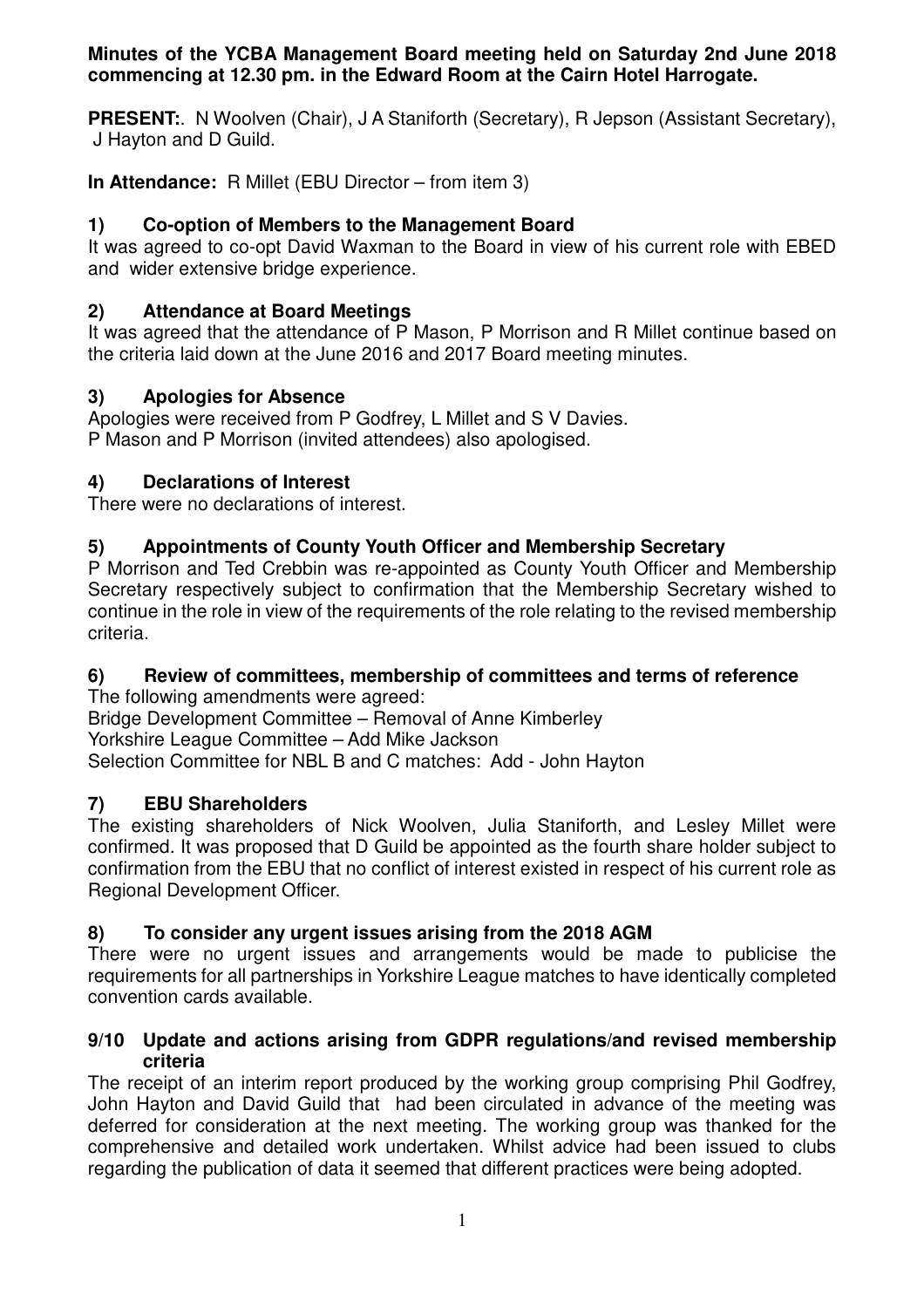**Minutes of the YCBA Management Board meeting held on Saturday 2nd June 2018 commencing at 12.30 pm. in the Edward Room at the Cairn Hotel Harrogate.**

**PRESENT:**. N Woolven (Chair), J A Staniforth (Secretary), R Jepson (Assistant Secretary), J Hayton and D Guild.

**In Attendance:** R Millet (EBU Director – from item 3)

### 1) Co-option of Members to the Management Board

It was agreed to co-opt David Waxman to the Board in view of his current role with EBED and wider extensive bridge experience.

### 2) Attendance at Board Meetings

It was agreed that the attendance of P Mason, P Morrison and R Millet continue based on the criteria laid down at the June 2016 and 2017 Board meeting minutes.

### 3) Apologies for Absence

Apologies were received from P Godfrey, L Millet and S V Davies.
P Mason and P Morrison (invited attendees) also apologised.

### 4) Declarations of Interest

There were no declarations of interest.

### 5) Appointments of County Youth Officer and Membership Secretary

P Morrison and Ted Crebbin was re-appointed as County Youth Officer and Membership Secretary respectively subject to confirmation that the Membership Secretary wished to continue in the role in view of the requirements of the role relating to the revised membership criteria.

### 6) Review of committees, membership of committees and terms of reference

The following amendments were agreed:
Bridge Development Committee – Removal of Anne Kimberley
Yorkshire League Committee – Add Mike Jackson
Selection Committee for NBL B and C matches: Add - John Hayton

### 7) EBU Shareholders

The existing shareholders of Nick Woolven, Julia Staniforth, and Lesley Millet were confirmed. It was proposed that D Guild be appointed as the fourth share holder subject to confirmation from the EBU that no conflict of interest existed in respect of his current role as Regional Development Officer.

### 8) To consider any urgent issues arising from the 2018 AGM

There were no urgent issues and arrangements would be made to publicise the requirements for all partnerships in Yorkshire League matches to have identically completed convention cards available.

### 9/10 Update and actions arising from GDPR regulations/and revised membership criteria

The receipt of an interim report produced by the working group comprising Phil Godfrey, John Hayton and David Guild that had been circulated in advance of the meeting was deferred for consideration at the next meeting. The working group was thanked for the comprehensive and detailed work undertaken. Whilst advice had been issued to clubs regarding the publication of data it seemed that different practices were being adopted.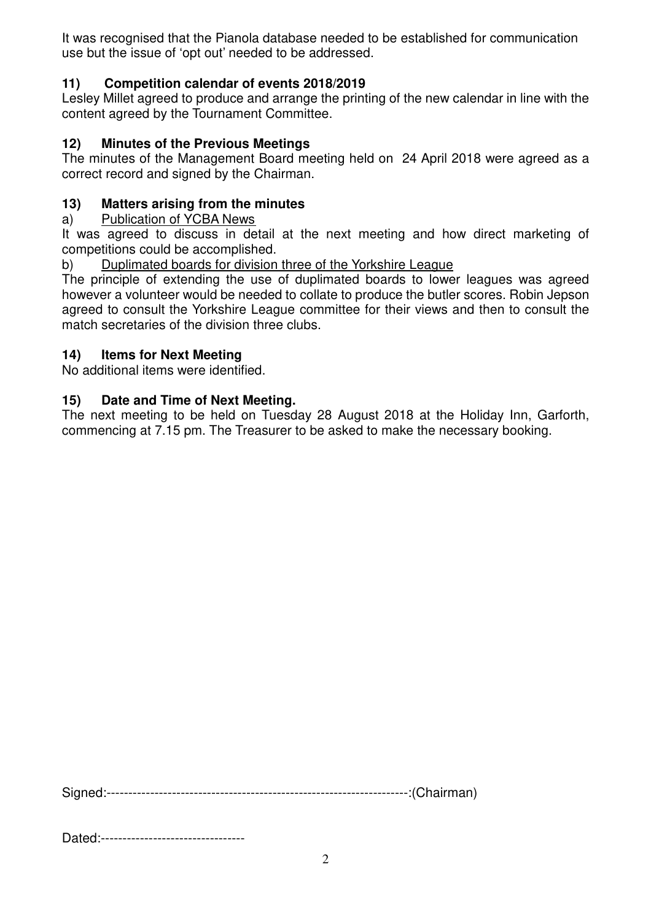It was recognised that the Pianola database needed to be established for communication use but the issue of 'opt out' needed to be addressed.

## 11) Competition calendar of events 2018/2019

Lesley Millet agreed to produce and arrange the printing of the new calendar in line with the content agreed by the Tournament Committee.

## 12) Minutes of the Previous Meetings

The minutes of the Management Board meeting held on 24 April 2018 were agreed as a correct record and signed by the Chairman.

## 13) Matters arising from the minutes

a) Publication of YCBA News

It was agreed to discuss in detail at the next meeting and how direct marketing of competitions could be accomplished.

b) Duplimated boards for division three of the Yorkshire League

The principle of extending the use of duplimated boards to lower leagues was agreed however a volunteer would be needed to collate to produce the butler scores. Robin Jepson agreed to consult the Yorkshire League committee for their views and then to consult the match secretaries of the division three clubs.

## 14) Items for Next Meeting

No additional items were identified.

## 15) Date and Time of Next Meeting.

The next meeting to be held on Tuesday 28 August 2018 at the Holiday Inn, Garforth, commencing at 7.15 pm. The Treasurer to be asked to make the necessary booking.

Signed:-------------------------------------------------------------------:(Chairman)

Dated:---------------------------------